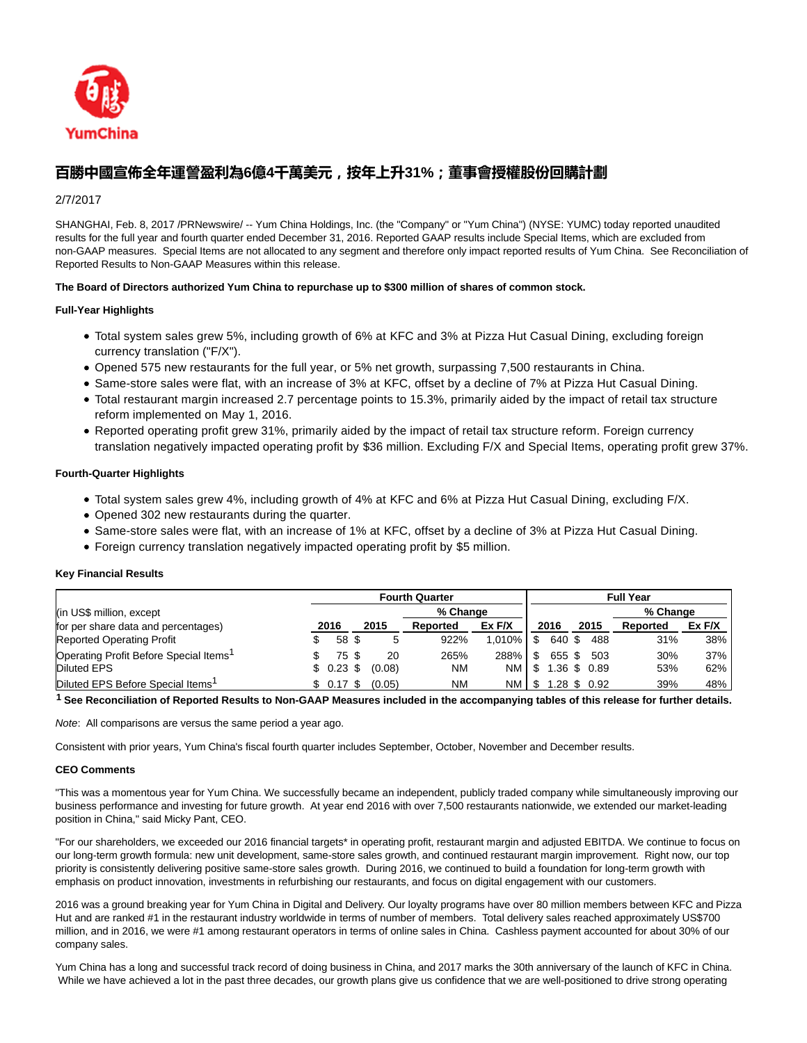# 百勝中國宣佈全年運營盈利為6億4千萬美元，按年上升31%；董事會授權股份回購計劃

2/7/2017

SHANGHAI, Feb. 8, 2017 /PRNewswire/ -- Yum China Holdings, Inc. (the "Company" or "Yum China") (NYSE: YUMC) today reported unaudited results for the full year and fourth quarter ended December 31, 2016. Reported GAAP results include Special Items, which are excluded from non-GAAP measures. Special Items are not allocated to any segment and therefore only impact reported results of Yum China. See Reconciliation of Reported Results to Non-GAAP Measures within this release.

**The Board of Directors authorized Yum China to repurchase up to $300 million of shares of common stock.**

**Full-Year Highlights**

- Total system sales grew 5%, including growth of 6% at KFC and 3% at Pizza Hut Casual Dining, excluding foreign currency translation ("F/X").
- Opened 575 new restaurants for the full year, or 5% net growth, surpassing 7,500 restaurants in China.
- Same-store sales were flat, with an increase of 3% at KFC, offset by a decline of 7% at Pizza Hut Casual Dining.
- Total restaurant margin increased 2.7 percentage points to 15.3%, primarily aided by the impact of retail tax structure reform implemented on May 1, 2016.
- Reported operating profit grew 31%, primarily aided by the impact of retail tax structure reform. Foreign currency translation negatively impacted operating profit by $36 million. Excluding F/X and Special Items, operating profit grew 37%.

**Fourth-Quarter Highlights**

- Total system sales grew 4%, including growth of 4% at KFC and 6% at Pizza Hut Casual Dining, excluding F/X.
- Opened 302 new restaurants during the quarter.
- Same-store sales were flat, with an increase of 1% at KFC, offset by a decline of 3% at Pizza Hut Casual Dining.
- Foreign currency translation negatively impacted operating profit by $5 million.

**Key Financial Results**

| (in US$ million, except for per share data and percentages) | Fourth Quarter | | | | Full Year | | | |
|---|---|---|---|---|---|---|---|---|
| | | | % Change | | | | % Change | |
| | 2016 | 2015 | Reported | Ex F/X | 2016 | 2015 | Reported | Ex F/X |
| Reported Operating Profit | $ 58 | $ 5 | 922% | 1,010% | $ 640 | $ 488 | 31% | 38% |
| Operating Profit Before Special Items[1] | $ 75 | $ 20 | 265% | 288% | $ 655 | $ 503 | 30% | 37% |
| Diluted EPS | $ 0.23 | $ (0.08) | NM | NM | $ 1.36 | $ 0.89 | 53% | 62% |
| Diluted EPS Before Special Items[1] | $ 0.17 | $ (0.05) | NM | NM | $ 1.28 | $ 0.92 | 39% | 48% |

[1] **See Reconciliation of Reported Results to Non-GAAP Measures included in the accompanying tables of this release for further details.**

*Note*: All comparisons are versus the same period a year ago.

Consistent with prior years, Yum China's fiscal fourth quarter includes September, October, November and December results.

**CEO Comments**

"This was a momentous year for Yum China. We successfully became an independent, publicly traded company while simultaneously improving our business performance and investing for future growth. At year end 2016 with over 7,500 restaurants nationwide, we extended our market-leading position in China," said Micky Pant, CEO.

"For our shareholders, we exceeded our 2016 financial targets* in operating profit, restaurant margin and adjusted EBITDA. We continue to focus on our long-term growth formula: new unit development, same-store sales growth, and continued restaurant margin improvement. Right now, our top priority is consistently delivering positive same-store sales growth. During 2016, we continued to build a foundation for long-term growth with emphasis on product innovation, investments in refurbishing our restaurants, and focus on digital engagement with our customers.

2016 was a ground breaking year for Yum China in Digital and Delivery. Our loyalty programs have over 80 million members between KFC and Pizza Hut and are ranked #1 in the restaurant industry worldwide in terms of number of members. Total delivery sales reached approximately US$700 million, and in 2016, we were #1 among restaurant operators in terms of online sales in China. Cashless payment accounted for about 30% of our company sales.

Yum China has a long and successful track record of doing business in China, and 2017 marks the 30th anniversary of the launch of KFC in China. While we have achieved a lot in the past three decades, our growth plans give us confidence that we are well-positioned to drive strong operating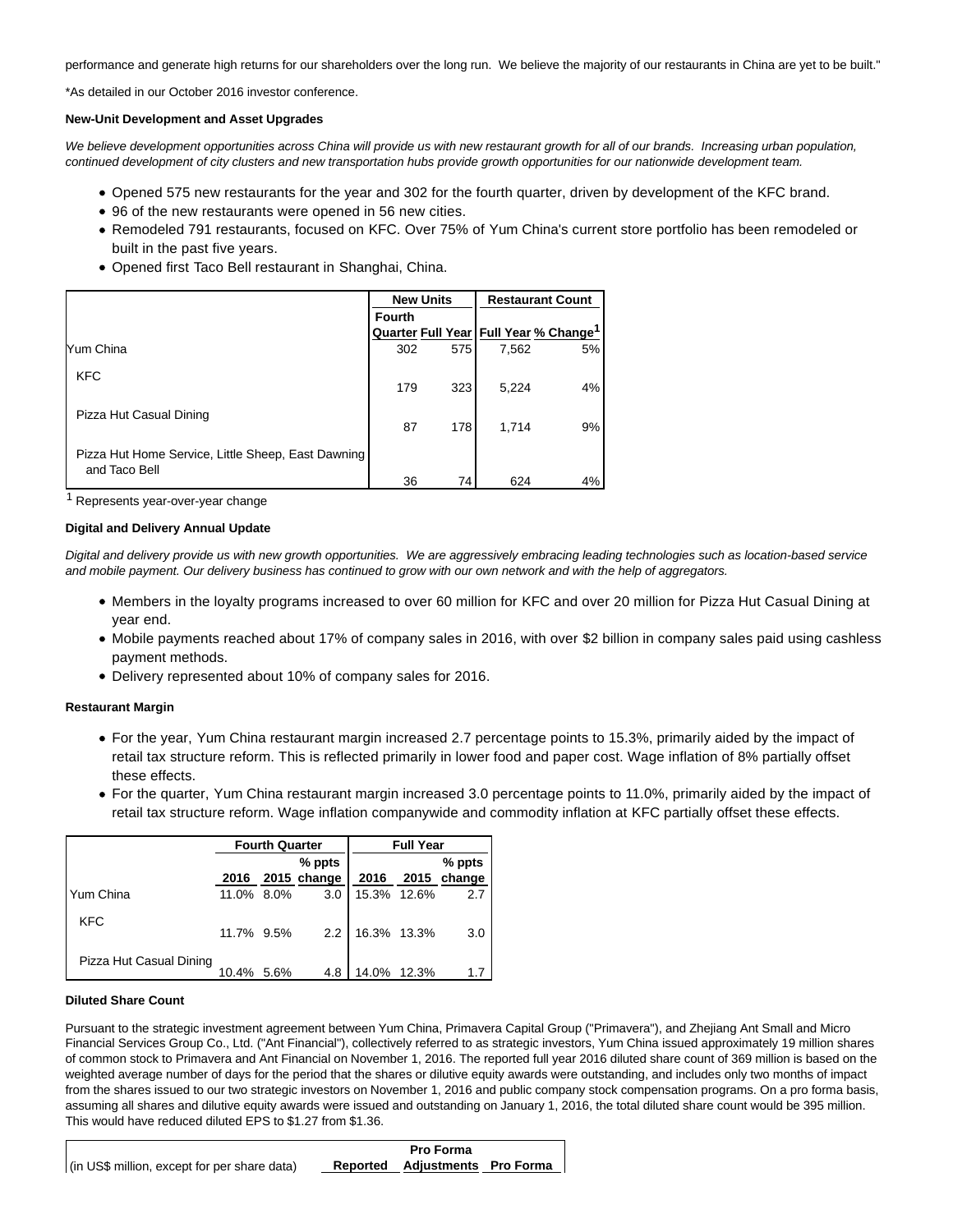performance and generate high returns for our shareholders over the long run. We believe the majority of our restaurants in China are yet to be built."

*As detailed in our October 2016 investor conference.

**New-Unit Development and Asset Upgrades**

*We believe development opportunities across China will provide us with new restaurant growth for all of our brands. Increasing urban population, continued development of city clusters and new transportation hubs provide growth opportunities for our nationwide development team.*

- Opened 575 new restaurants for the year and 302 for the fourth quarter, driven by development of the KFC brand.
- 96 of the new restaurants were opened in 56 new cities.
- Remodeled 791 restaurants, focused on KFC. Over 75% of Yum China's current store portfolio has been remodeled or built in the past five years.
- Opened first Taco Bell restaurant in Shanghai, China.

| | New Units | | Restaurant Count | |
|---|---|---|---|---|
| | Fourth Quarter | Full Year | Full Year | % Change[1] |
| Yum China | 302 | 575 | 7,562 | 5% |
| KFC | 179 | 323 | 5,224 | 4% |
| Pizza Hut Casual Dining | 87 | 178 | 1,714 | 9% |
| Pizza Hut Home Service, Little Sheep, East Dawning and Taco Bell | 36 | 74 | 624 | 4% |

[1] Represents year-over-year change

**Digital and Delivery Annual Update**

*Digital and delivery provide us with new growth opportunities. We are aggressively embracing leading technologies such as location-based service and mobile payment. Our delivery business has continued to grow with our own network and with the help of aggregators.*

- Members in the loyalty programs increased to over 60 million for KFC and over 20 million for Pizza Hut Casual Dining at year end.
- Mobile payments reached about 17% of company sales in 2016, with over $2 billion in company sales paid using cashless payment methods.
- Delivery represented about 10% of company sales for 2016.

**Restaurant Margin**

- For the year, Yum China restaurant margin increased 2.7 percentage points to 15.3%, primarily aided by the impact of retail tax structure reform. This is reflected primarily in lower food and paper cost. Wage inflation of 8% partially offset these effects.
- For the quarter, Yum China restaurant margin increased 3.0 percentage points to 11.0%, primarily aided by the impact of retail tax structure reform. Wage inflation companywide and commodity inflation at KFC partially offset these effects.

| | Fourth Quarter | | | Full Year | | |
|---|---|---|---|---|---|---|
| | 2016 | 2015 | % ppts change | 2016 | 2015 | % ppts change |
| Yum China | 11.0% | 8.0% | 3.0 | 15.3% | 12.6% | 2.7 |
| KFC | 11.7% | 9.5% | 2.2 | 16.3% | 13.3% | 3.0 |
| Pizza Hut Casual Dining | 10.4% | 5.6% | 4.8 | 14.0% | 12.3% | 1.7 |

**Diluted Share Count**

Pursuant to the strategic investment agreement between Yum China, Primavera Capital Group ("Primavera"), and Zhejiang Ant Small and Micro Financial Services Group Co., Ltd. ("Ant Financial"), collectively referred to as strategic investors, Yum China issued approximately 19 million shares of common stock to Primavera and Ant Financial on November 1, 2016. The reported full year 2016 diluted share count of 369 million is based on the weighted average number of days for the period that the shares or dilutive equity awards were outstanding, and includes only two months of impact from the shares issued to our two strategic investors on November 1, 2016 and public company stock compensation programs. On a pro forma basis, assuming all shares and dilutive equity awards were issued and outstanding on January 1, 2016, the total diluted share count would be 395 million. This would have reduced diluted EPS to $1.27 from $1.36.

| (in US$ million, except for per share data) | Reported | Pro Forma Adjustments | Pro Forma |
|---|---|---|---|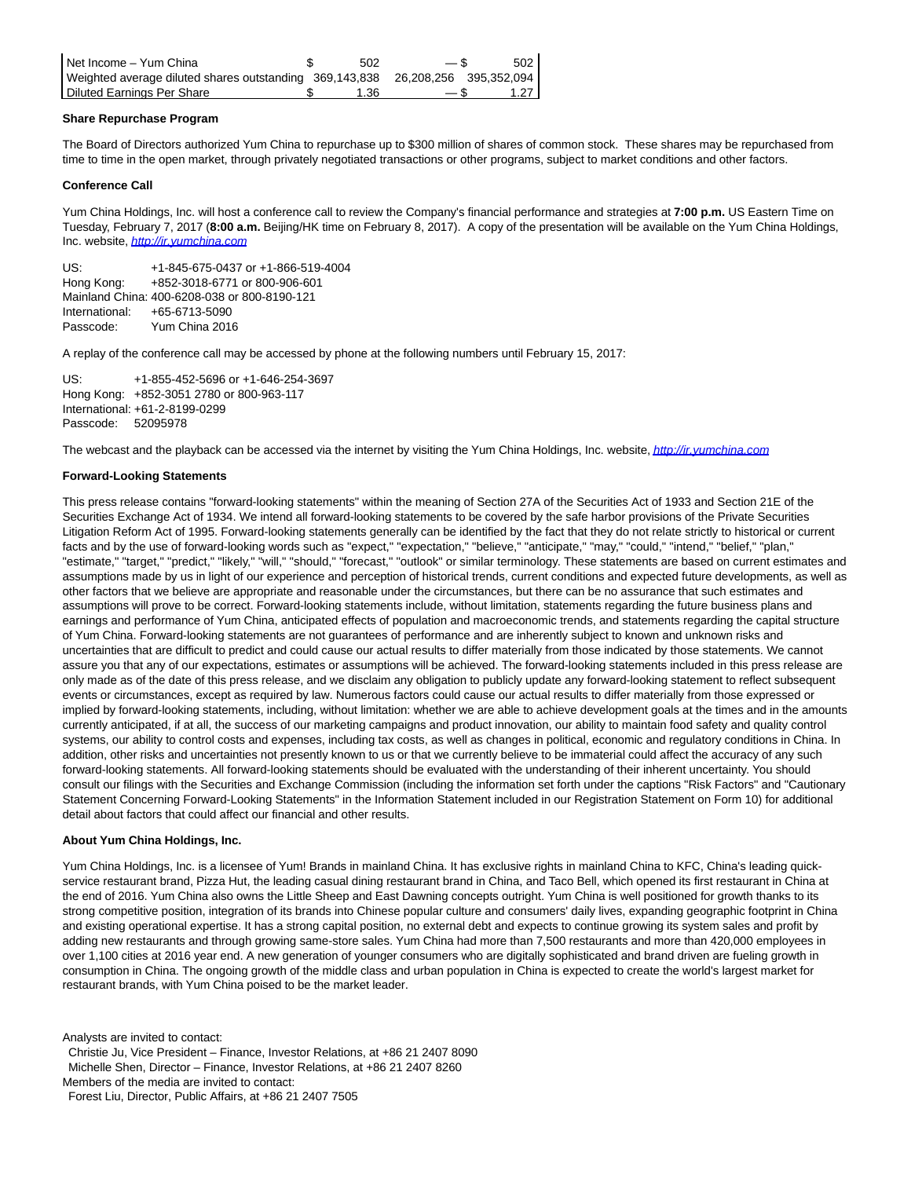| | | | |
|---|---|---|---|
| Net Income – Yum China | $ 502 | — $ | 502 |
| Weighted average diluted shares outstanding | 369,143,838 | 26,208,256 | 395,352,094 |
| Diluted Earnings Per Share | $ 1.36 | — $ | 1.27 |

**Share Repurchase Program**

The Board of Directors authorized Yum China to repurchase up to $300 million of shares of common stock. These shares may be repurchased from time to time in the open market, through privately negotiated transactions or other programs, subject to market conditions and other factors.

**Conference Call**

Yum China Holdings, Inc. will host a conference call to review the Company's financial performance and strategies at **7:00 p.m.** US Eastern Time on Tuesday, February 7, 2017 (**8:00 a.m.** Beijing/HK time on February 8, 2017). A copy of the presentation will be available on the Yum China Holdings, Inc. website, *http://ir.yumchina.com*

US: +1-845-675-0437 or +1-866-519-4004
Hong Kong: +852-3018-6771 or 800-906-601
Mainland China: 400-6208-038 or 800-8190-121
International: +65-6713-5090
Passcode: Yum China 2016

A replay of the conference call may be accessed by phone at the following numbers until February 15, 2017:

US: +1-855-452-5696 or +1-646-254-3697
Hong Kong: +852-3051 2780 or 800-963-117
International: +61-2-8199-0299
Passcode: 52095978

The webcast and the playback can be accessed via the internet by visiting the Yum China Holdings, Inc. website, *http://ir.yumchina.com*

**Forward-Looking Statements**

This press release contains "forward-looking statements" within the meaning of Section 27A of the Securities Act of 1933 and Section 21E of the Securities Exchange Act of 1934. We intend all forward-looking statements to be covered by the safe harbor provisions of the Private Securities Litigation Reform Act of 1995. Forward-looking statements generally can be identified by the fact that they do not relate strictly to historical or current facts and by the use of forward-looking words such as "expect," "expectation," "believe," "anticipate," "may," "could," "intend," "belief," "plan," "estimate," "target," "predict," "likely," "will," "should," "forecast," "outlook" or similar terminology. These statements are based on current estimates and assumptions made by us in light of our experience and perception of historical trends, current conditions and expected future developments, as well as other factors that we believe are appropriate and reasonable under the circumstances, but there can be no assurance that such estimates and assumptions will prove to be correct. Forward-looking statements include, without limitation, statements regarding the future business plans and earnings and performance of Yum China, anticipated effects of population and macroeconomic trends, and statements regarding the capital structure of Yum China. Forward-looking statements are not guarantees of performance and are inherently subject to known and unknown risks and uncertainties that are difficult to predict and could cause our actual results to differ materially from those indicated by those statements. We cannot assure you that any of our expectations, estimates or assumptions will be achieved. The forward-looking statements included in this press release are only made as of the date of this press release, and we disclaim any obligation to publicly update any forward-looking statement to reflect subsequent events or circumstances, except as required by law. Numerous factors could cause our actual results to differ materially from those expressed or implied by forward-looking statements, including, without limitation: whether we are able to achieve development goals at the times and in the amounts currently anticipated, if at all, the success of our marketing campaigns and product innovation, our ability to maintain food safety and quality control systems, our ability to control costs and expenses, including tax costs, as well as changes in political, economic and regulatory conditions in China. In addition, other risks and uncertainties not presently known to us or that we currently believe to be immaterial could affect the accuracy of any such forward-looking statements. All forward-looking statements should be evaluated with the understanding of their inherent uncertainty. You should consult our filings with the Securities and Exchange Commission (including the information set forth under the captions "Risk Factors" and "Cautionary Statement Concerning Forward-Looking Statements" in the Information Statement included in our Registration Statement on Form 10) for additional detail about factors that could affect our financial and other results.

**About Yum China Holdings, Inc.**

Yum China Holdings, Inc. is a licensee of Yum! Brands in mainland China. It has exclusive rights in mainland China to KFC, China's leading quick-service restaurant brand, Pizza Hut, the leading casual dining restaurant brand in China, and Taco Bell, which opened its first restaurant in China at the end of 2016. Yum China also owns the Little Sheep and East Dawning concepts outright. Yum China is well positioned for growth thanks to its strong competitive position, integration of its brands into Chinese popular culture and consumers' daily lives, expanding geographic footprint in China and existing operational expertise. It has a strong capital position, no external debt and expects to continue growing its system sales and profit by adding new restaurants and through growing same-store sales. Yum China had more than 7,500 restaurants and more than 420,000 employees in over 1,100 cities at 2016 year end. A new generation of younger consumers who are digitally sophisticated and brand driven are fueling growth in consumption in China. The ongoing growth of the middle class and urban population in China is expected to create the world's largest market for restaurant brands, with Yum China poised to be the market leader.

Analysts are invited to contact:
Christie Ju, Vice President – Finance, Investor Relations, at +86 21 2407 8090
Michelle Shen, Director – Finance, Investor Relations, at +86 21 2407 8260
Members of the media are invited to contact:
Forest Liu, Director, Public Affairs, at +86 21 2407 7505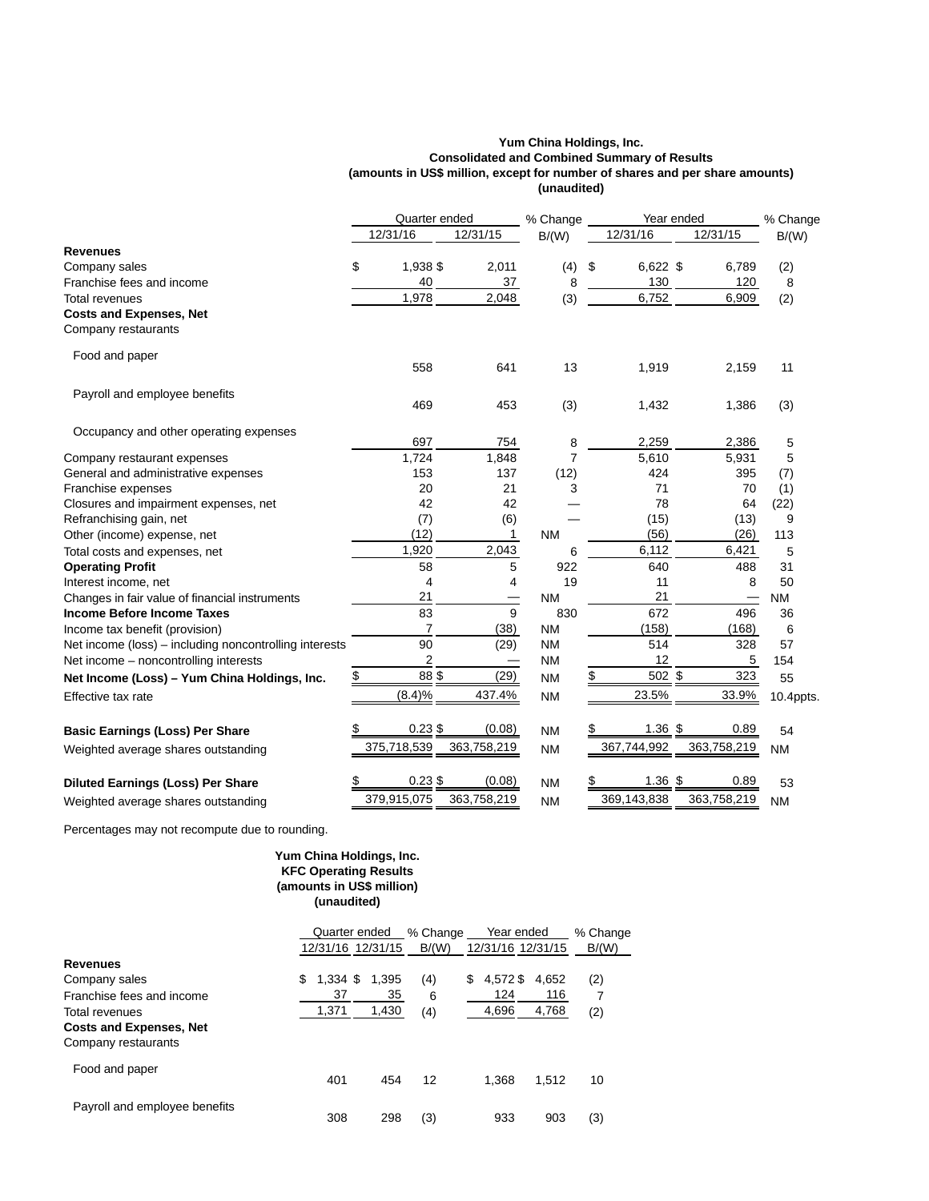**Yum China Holdings, Inc.**
**Consolidated and Combined Summary of Results**
**(amounts in US$ million, except for number of shares and per share amounts)**
**(unaudited)**

| | Quarter ended 12/31/16 | Quarter ended 12/31/15 | % Change B/(W) | Year ended 12/31/16 | Year ended 12/31/15 | % Change B/(W) |
|---|---|---|---|---|---|---|
| **Revenues** | | | | | | |
| Company sales | $ 1,938 | $ 2,011 | (4) | $ 6,622 | $ 6,789 | (2) |
| Franchise fees and income | 40 | 37 | 8 | 130 | 120 | 8 |
| Total revenues | 1,978 | 2,048 | (3) | 6,752 | 6,909 | (2) |
| **Costs and Expenses, Net** | | | | | | |
| Company restaurants | | | | | | |
| Food and paper | 558 | 641 | 13 | 1,919 | 2,159 | 11 |
| Payroll and employee benefits | 469 | 453 | (3) | 1,432 | 1,386 | (3) |
| Occupancy and other operating expenses | 697 | 754 | 8 | 2,259 | 2,386 | 5 |
| Company restaurant expenses | 1,724 | 1,848 | 7 | 5,610 | 5,931 | 5 |
| General and administrative expenses | 153 | 137 | (12) | 424 | 395 | (7) |
| Franchise expenses | 20 | 21 | 3 | 71 | 70 | (1) |
| Closures and impairment expenses, net | 42 | 42 | — | 78 | 64 | (22) |
| Refranchising gain, net | (7) | (6) | — | (15) | (13) | 9 |
| Other (income) expense, net | (12) | 1 | NM | (56) | (26) | 113 |
| Total costs and expenses, net | 1,920 | 2,043 | 6 | 6,112 | 6,421 | 5 |
| **Operating Profit** | 58 | 5 | 922 | 640 | 488 | 31 |
| Interest income, net | 4 | 4 | 19 | 11 | 8 | 50 |
| Changes in fair value of financial instruments | 21 | — | NM | 21 | — | NM |
| **Income Before Income Taxes** | 83 | 9 | 830 | 672 | 496 | 36 |
| Income tax benefit (provision) | 7 | (38) | NM | (158) | (168) | 6 |
| Net income (loss) – including noncontrolling interests | 90 | (29) | NM | 514 | 328 | 57 |
| Net income – noncontrolling interests | 2 | — | NM | 12 | 5 | 154 |
| **Net Income (Loss) – Yum China Holdings, Inc.** | $ 88 | $ (29) | NM | $ 502 | $ 323 | 55 |
| Effective tax rate | (8.4)% | 437.4% | NM | 23.5% | 33.9% | 10.4ppts. |
| **Basic Earnings (Loss) Per Share** | $ 0.23 | $ (0.08) | NM | $ 1.36 | $ 0.89 | 54 |
| Weighted average shares outstanding | 375,718,539 | 363,758,219 | NM | 367,744,992 | 363,758,219 | NM |
| **Diluted Earnings (Loss) Per Share** | $ 0.23 | $ (0.08) | NM | $ 1.36 | $ 0.89 | 53 |
| Weighted average shares outstanding | 379,915,075 | 363,758,219 | NM | 369,143,838 | 363,758,219 | NM |

Percentages may not recompute due to rounding.

**Yum China Holdings, Inc.**
**KFC Operating Results**
**(amounts in US$ million)**
**(unaudited)**

| | Quarter ended 12/31/16 | Quarter ended 12/31/15 | % Change B/(W) | Year ended 12/31/16 | Year ended 12/31/15 | % Change B/(W) |
|---|---|---|---|---|---|---|
| **Revenues** | | | | | | |
| Company sales | $ 1,334 | $ 1,395 | (4) | $ 4,572 | $ 4,652 | (2) |
| Franchise fees and income | 37 | 35 | 6 | 124 | 116 | 7 |
| Total revenues | 1,371 | 1,430 | (4) | 4,696 | 4,768 | (2) |
| **Costs and Expenses, Net** | | | | | | |
| Company restaurants | | | | | | |
| Food and paper | 401 | 454 | 12 | 1,368 | 1,512 | 10 |
| Payroll and employee benefits | 308 | 298 | (3) | 933 | 903 | (3) |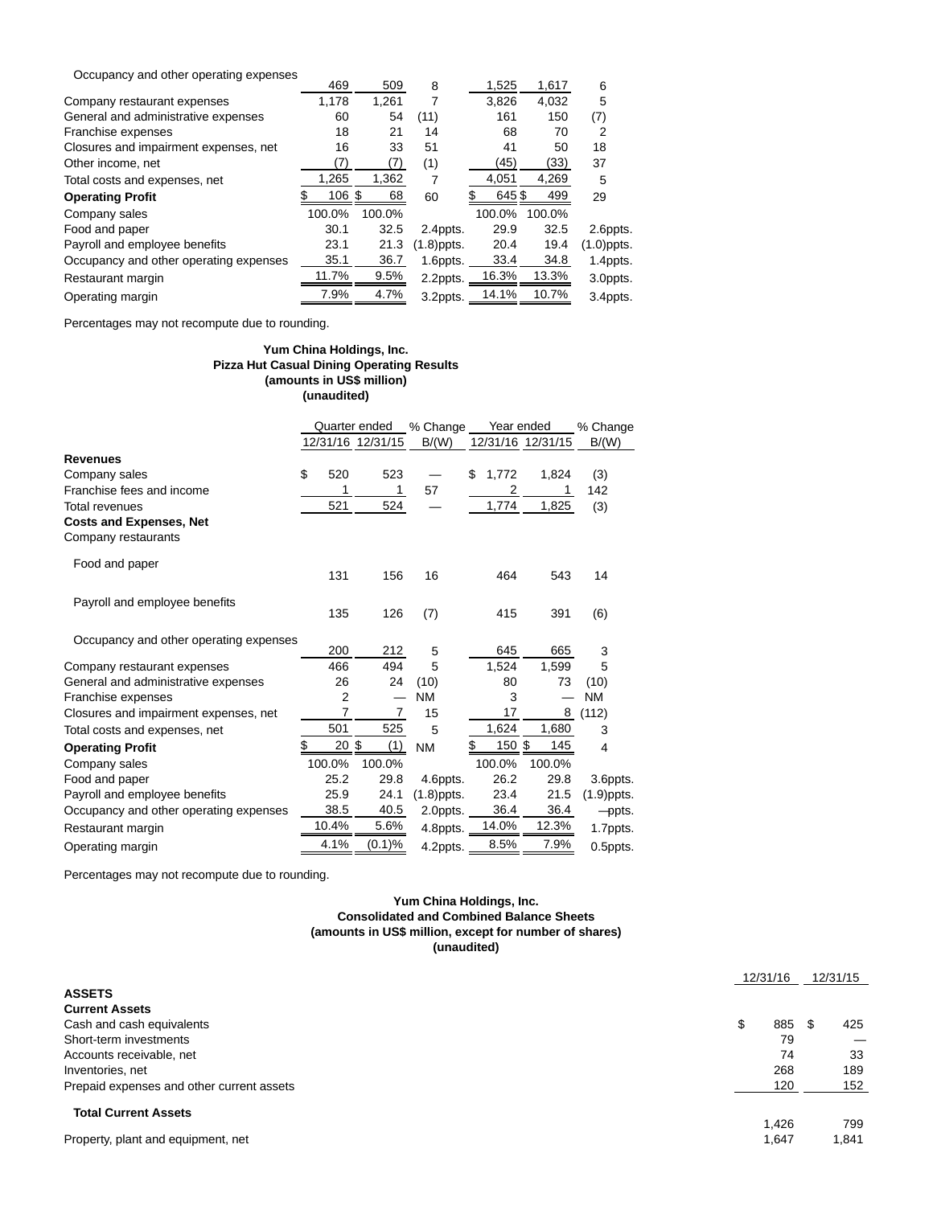| | Quarter ended 12/31/16 | Quarter ended 12/31/15 | % Change B/(W) | Year ended 12/31/16 | Year ended 12/31/15 | % Change B/(W) |
|---|---|---|---|---|---|---|
| Occupancy and other operating expenses | 469 | 509 | 8 | 1,525 | 1,617 | 6 |
| Company restaurant expenses | 1,178 | 1,261 | 7 | 3,826 | 4,032 | 5 |
| General and administrative expenses | 60 | 54 | (11) | 161 | 150 | (7) |
| Franchise expenses | 18 | 21 | 14 | 68 | 70 | 2 |
| Closures and impairment expenses, net | 16 | 33 | 51 | 41 | 50 | 18 |
| Other income, net | (7) | (7) | (1) | (45) | (33) | 37 |
| Total costs and expenses, net | 1,265 | 1,362 | 7 | 4,051 | 4,269 | 5 |
| **Operating Profit** | $ 106 | $ 68 | 60 | $ 645 | $ 499 | 29 |
| Company sales | 100.0% | 100.0% | | 100.0% | 100.0% | |
| Food and paper | 30.1 | 32.5 | 2.4ppts. | 29.9 | 32.5 | 2.6ppts. |
| Payroll and employee benefits | 23.1 | 21.3 | (1.8)ppts. | 20.4 | 19.4 | (1.0)ppts. |
| Occupancy and other operating expenses | 35.1 | 36.7 | 1.6ppts. | 33.4 | 34.8 | 1.4ppts. |
| Restaurant margin | 11.7% | 9.5% | 2.2ppts. | 16.3% | 13.3% | 3.0ppts. |
| Operating margin | 7.9% | 4.7% | 3.2ppts. | 14.1% | 10.7% | 3.4ppts. |

Percentages may not recompute due to rounding.

**Yum China Holdings, Inc.**
**Pizza Hut Casual Dining Operating Results**
**(amounts in US$ million)**
**(unaudited)**

| | Quarter ended 12/31/16 | Quarter ended 12/31/15 | % Change B/(W) | Year ended 12/31/16 | Year ended 12/31/15 | % Change B/(W) |
|---|---|---|---|---|---|---|
| **Revenues** | | | | | | |
| Company sales | $ 520 | 523 | — | $ 1,772 | 1,824 | (3) |
| Franchise fees and income | 1 | 1 | 57 | 2 | 1 | 142 |
| Total revenues | 521 | 524 | — | 1,774 | 1,825 | (3) |
| **Costs and Expenses, Net** | | | | | | |
| Company restaurants | | | | | | |
| Food and paper | 131 | 156 | 16 | 464 | 543 | 14 |
| Payroll and employee benefits | 135 | 126 | (7) | 415 | 391 | (6) |
| Occupancy and other operating expenses | 200 | 212 | 5 | 645 | 665 | 3 |
| Company restaurant expenses | 466 | 494 | 5 | 1,524 | 1,599 | 5 |
| General and administrative expenses | 26 | 24 | (10) | 80 | 73 | (10) |
| Franchise expenses | 2 | — | NM | 3 | — | NM |
| Closures and impairment expenses, net | 7 | 7 | 15 | 17 | 8 | (112) |
| Total costs and expenses, net | 501 | 525 | 5 | 1,624 | 1,680 | 3 |
| **Operating Profit** | $ 20 | $ (1) | NM | $ 150 | $ 145 | 4 |
| Company sales | 100.0% | 100.0% | | 100.0% | 100.0% | |
| Food and paper | 25.2 | 29.8 | 4.6ppts. | 26.2 | 29.8 | 3.6ppts. |
| Payroll and employee benefits | 25.9 | 24.1 | (1.8)ppts. | 23.4 | 21.5 | (1.9)ppts. |
| Occupancy and other operating expenses | 38.5 | 40.5 | 2.0ppts. | 36.4 | 36.4 | —ppts. |
| Restaurant margin | 10.4% | 5.6% | 4.8ppts. | 14.0% | 12.3% | 1.7ppts. |
| Operating margin | 4.1% | (0.1)% | 4.2ppts. | 8.5% | 7.9% | 0.5ppts. |

Percentages may not recompute due to rounding.

**Yum China Holdings, Inc.**
**Consolidated and Combined Balance Sheets**
**(amounts in US$ million, except for number of shares)**
**(unaudited)**

| | 12/31/16 | 12/31/15 |
|---|---|---|
| **ASSETS** | | |
| **Current Assets** | | |
| Cash and cash equivalents | $ 885 | $ 425 |
| Short-term investments | 79 | — |
| Accounts receivable, net | 74 | 33 |
| Inventories, net | 268 | 189 |
| Prepaid expenses and other current assets | 120 | 152 |
| **Total Current Assets** | 1,426 | 799 |
| Property, plant and equipment, net | 1,647 | 1,841 |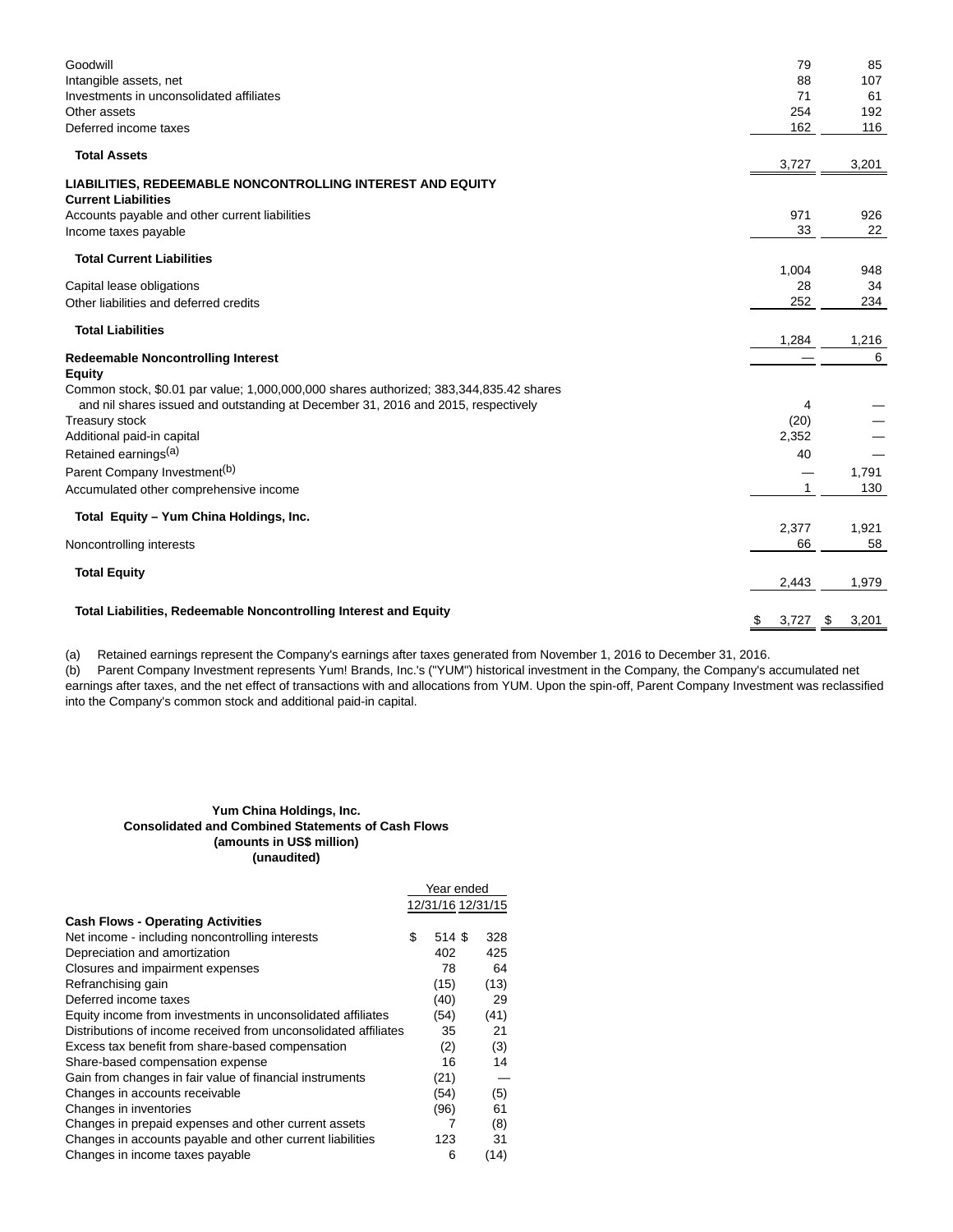| | 12/31/16 | 12/31/15 |
|---|---|---|
| Goodwill | 79 | 85 |
| Intangible assets, net | 88 | 107 |
| Investments in unconsolidated affiliates | 71 | 61 |
| Other assets | 254 | 192 |
| Deferred income taxes | 162 | 116 |
| **Total Assets** | 3,727 | 3,201 |
| **LIABILITIES, REDEEMABLE NONCONTROLLING INTEREST AND EQUITY** | | |
| **Current Liabilities** | | |
| Accounts payable and other current liabilities | 971 | 926 |
| Income taxes payable | 33 | 22 |
| **Total Current Liabilities** | 1,004 | 948 |
| Capital lease obligations | 28 | 34 |
| Other liabilities and deferred credits | 252 | 234 |
| **Total Liabilities** | 1,284 | 1,216 |
| **Redeemable Noncontrolling Interest** | — | 6 |
| **Equity** | | |
| Common stock, $0.01 par value; 1,000,000,000 shares authorized; 383,344,835.42 shares and nil shares issued and outstanding at December 31, 2016 and 2015, respectively | 4 | — |
| Treasury stock | (20) | — |
| Additional paid-in capital | 2,352 | — |
| Retained earnings[(a)] | 40 | — |
| Parent Company Investment[(b)] | — | 1,791 |
| Accumulated other comprehensive income | 1 | 130 |
| **Total Equity – Yum China Holdings, Inc.** | 2,377 | 1,921 |
| Noncontrolling interests | 66 | 58 |
| **Total Equity** | 2,443 | 1,979 |
| **Total Liabilities, Redeemable Noncontrolling Interest and Equity** | $ 3,727 | $ 3,201 |

(a) Retained earnings represent the Company's earnings after taxes generated from November 1, 2016 to December 31, 2016.

(b) Parent Company Investment represents Yum! Brands, Inc.'s ("YUM") historical investment in the Company, the Company's accumulated net earnings after taxes, and the net effect of transactions with and allocations from YUM. Upon the spin-off, Parent Company Investment was reclassified into the Company's common stock and additional paid-in capital.

**Yum China Holdings, Inc.**
**Consolidated and Combined Statements of Cash Flows**
**(amounts in US$ million)**
**(unaudited)**

| | Year ended | |
|---|---|---|
| | 12/31/16 | 12/31/15 |
| **Cash Flows - Operating Activities** | | |
| Net income - including noncontrolling interests | $ 514 | $ 328 |
| Depreciation and amortization | 402 | 425 |
| Closures and impairment expenses | 78 | 64 |
| Refranchising gain | (15) | (13) |
| Deferred income taxes | (40) | 29 |
| Equity income from investments in unconsolidated affiliates | (54) | (41) |
| Distributions of income received from unconsolidated affiliates | 35 | 21 |
| Excess tax benefit from share-based compensation | (2) | (3) |
| Share-based compensation expense | 16 | 14 |
| Gain from changes in fair value of financial instruments | (21) | — |
| Changes in accounts receivable | (54) | (5) |
| Changes in inventories | (96) | 61 |
| Changes in prepaid expenses and other current assets | 7 | (8) |
| Changes in accounts payable and other current liabilities | 123 | 31 |
| Changes in income taxes payable | 6 | (14) |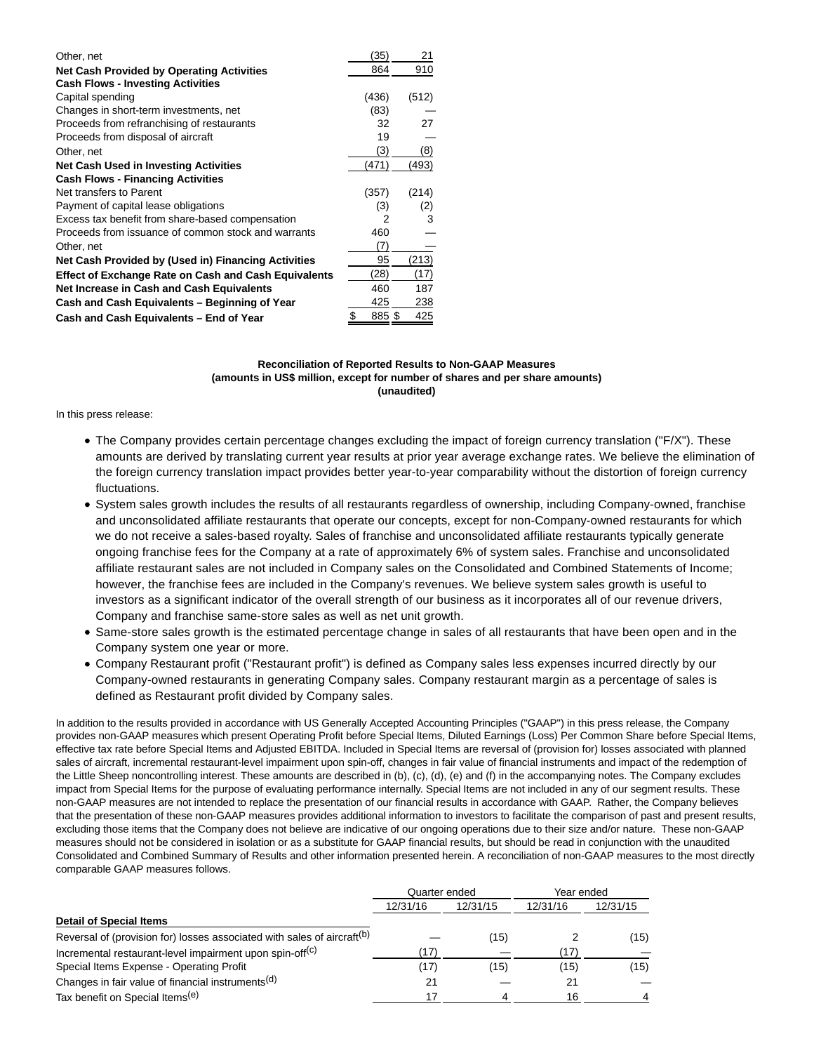| | | |
|---|---|---|
| Other, net | (35) | 21 |
| **Net Cash Provided by Operating Activities** | 864 | 910 |
| **Cash Flows - Investing Activities** | | |
| Capital spending | (436) | (512) |
| Changes in short-term investments, net | (83) | — |
| Proceeds from refranchising of restaurants | 32 | 27 |
| Proceeds from disposal of aircraft | 19 | — |
| Other, net | (3) | (8) |
| **Net Cash Used in Investing Activities** | (471) | (493) |
| **Cash Flows - Financing Activities** | | |
| Net transfers to Parent | (357) | (214) |
| Payment of capital lease obligations | (3) | (2) |
| Excess tax benefit from share-based compensation | 2 | 3 |
| Proceeds from issuance of common stock and warrants | 460 | — |
| Other, net | (7) | — |
| **Net Cash Provided by (Used in) Financing Activities** | 95 | (213) |
| **Effect of Exchange Rate on Cash and Cash Equivalents** | (28) | (17) |
| **Net Increase in Cash and Cash Equivalents** | 460 | 187 |
| **Cash and Cash Equivalents – Beginning of Year** | 425 | 238 |
| **Cash and Cash Equivalents – End of Year** | $ 885 | $ 425 |

**Reconciliation of Reported Results to Non-GAAP Measures**
**(amounts in US$ million, except for number of shares and per share amounts)**
**(unaudited)**

In this press release:

- The Company provides certain percentage changes excluding the impact of foreign currency translation ("F/X"). These amounts are derived by translating current year results at prior year average exchange rates. We believe the elimination of the foreign currency translation impact provides better year-to-year comparability without the distortion of foreign currency fluctuations.
- System sales growth includes the results of all restaurants regardless of ownership, including Company-owned, franchise and unconsolidated affiliate restaurants that operate our concepts, except for non-Company-owned restaurants for which we do not receive a sales-based royalty. Sales of franchise and unconsolidated affiliate restaurants typically generate ongoing franchise fees for the Company at a rate of approximately 6% of system sales. Franchise and unconsolidated affiliate restaurant sales are not included in Company sales on the Consolidated and Combined Statements of Income; however, the franchise fees are included in the Company's revenues. We believe system sales growth is useful to investors as a significant indicator of the overall strength of our business as it incorporates all of our revenue drivers, Company and franchise same-store sales as well as net unit growth.
- Same-store sales growth is the estimated percentage change in sales of all restaurants that have been open and in the Company system one year or more.
- Company Restaurant profit ("Restaurant profit") is defined as Company sales less expenses incurred directly by our Company-owned restaurants in generating Company sales. Company restaurant margin as a percentage of sales is defined as Restaurant profit divided by Company sales.

In addition to the results provided in accordance with US Generally Accepted Accounting Principles ("GAAP") in this press release, the Company provides non-GAAP measures which present Operating Profit before Special Items, Diluted Earnings (Loss) Per Common Share before Special Items, effective tax rate before Special Items and Adjusted EBITDA. Included in Special Items are reversal of (provision for) losses associated with planned sales of aircraft, incremental restaurant-level impairment upon spin-off, changes in fair value of financial instruments and impact of the redemption of the Little Sheep noncontrolling interest. These amounts are described in (b), (c), (d), (e) and (f) in the accompanying notes. The Company excludes impact from Special Items for the purpose of evaluating performance internally. Special Items are not included in any of our segment results. These non-GAAP measures are not intended to replace the presentation of our financial results in accordance with GAAP. Rather, the Company believes that the presentation of these non-GAAP measures provides additional information to investors to facilitate the comparison of past and present results, excluding those items that the Company does not believe are indicative of our ongoing operations due to their size and/or nature. These non-GAAP measures should not be considered in isolation or as a substitute for GAAP financial results, but should be read in conjunction with the unaudited Consolidated and Combined Summary of Results and other information presented herein. A reconciliation of non-GAAP measures to the most directly comparable GAAP measures follows.

| | Quarter ended | | Year ended | |
|---|---|---|---|---|
| | 12/31/16 | 12/31/15 | 12/31/16 | 12/31/15 |
| **Detail of Special Items** | | | | |
| Reversal of (provision for) losses associated with sales of aircraft[(b)] | — | (15) | 2 | (15) |
| Incremental restaurant-level impairment upon spin-off[(c)] | (17) | — | (17) | — |
| Special Items Expense - Operating Profit | (17) | (15) | (15) | (15) |
| Changes in fair value of financial instruments[(d)] | 21 | — | 21 | — |
| Tax benefit on Special Items[(e)] | 17 | 4 | 16 | 4 |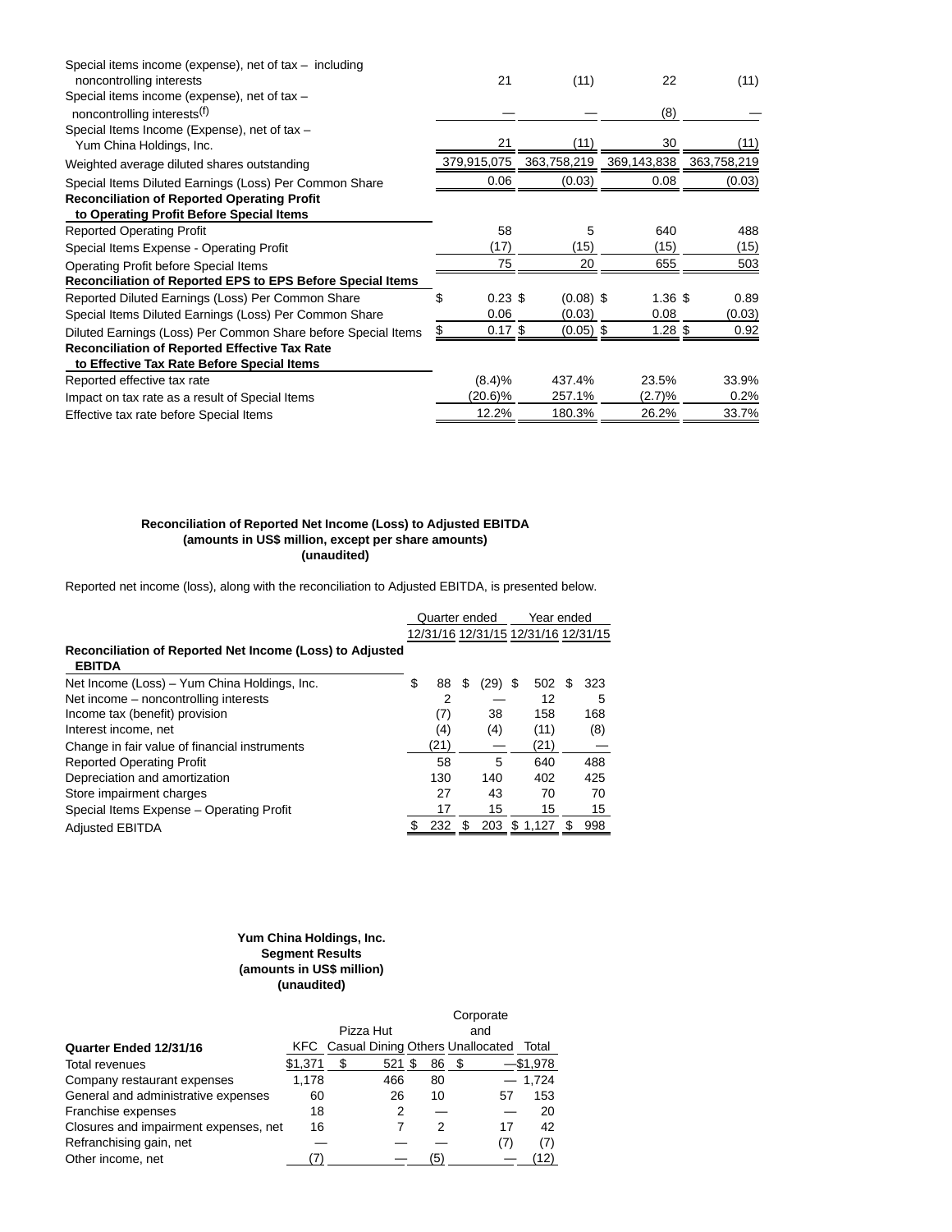| | | | | |
|---|---|---|---|---|
| Special items income (expense), net of tax – including noncontrolling interests | 21 | (11) | 22 | (11) |
| Special items income (expense), net of tax – noncontrolling interests[(f)] | — | — | (8) | — |
| Special Items Income (Expense), net of tax – Yum China Holdings, Inc. | 21 | (11) | 30 | (11) |
| Weighted average diluted shares outstanding | 379,915,075 | 363,758,219 | 369,143,838 | 363,758,219 |
| Special Items Diluted Earnings (Loss) Per Common Share | 0.06 | (0.03) | 0.08 | (0.03) |
| **Reconciliation of Reported Operating Profit to Operating Profit Before Special Items** | | | | |
| Reported Operating Profit | 58 | 5 | 640 | 488 |
| Special Items Expense - Operating Profit | (17) | (15) | (15) | (15) |
| Operating Profit before Special Items | 75 | 20 | 655 | 503 |
| **Reconciliation of Reported EPS to EPS Before Special Items** | | | | |
| Reported Diluted Earnings (Loss) Per Common Share | $ 0.23 | $ (0.08) | $ 1.36 | $ 0.89 |
| Special Items Diluted Earnings (Loss) Per Common Share | 0.06 | (0.03) | 0.08 | (0.03) |
| Diluted Earnings (Loss) Per Common Share before Special Items | $ 0.17 | $ (0.05) | $ 1.28 | $ 0.92 |
| **Reconciliation of Reported Effective Tax Rate to Effective Tax Rate Before Special Items** | | | | |
| Reported effective tax rate | (8.4)% | 437.4% | 23.5% | 33.9% |
| Impact on tax rate as a result of Special Items | (20.6)% | 257.1% | (2.7)% | 0.2% |
| Effective tax rate before Special Items | 12.2% | 180.3% | 26.2% | 33.7% |

**Reconciliation of Reported Net Income (Loss) to Adjusted EBITDA**
**(amounts in US$ million, except per share amounts)**
**(unaudited)**

Reported net income (loss), along with the reconciliation to Adjusted EBITDA, is presented below.

| | Quarter ended | | Year ended | |
|---|---|---|---|---|
| | 12/31/16 | 12/31/15 | 12/31/16 | 12/31/15 |
| **Reconciliation of Reported Net Income (Loss) to Adjusted EBITDA** | | | | |
| Net Income (Loss) – Yum China Holdings, Inc. | $ 88 | $ (29) | $ 502 | $ 323 |
| Net income – noncontrolling interests | 2 | — | 12 | 5 |
| Income tax (benefit) provision | (7) | 38 | 158 | 168 |
| Interest income, net | (4) | (4) | (11) | (8) |
| Change in fair value of financial instruments | (21) | — | (21) | — |
| Reported Operating Profit | 58 | 5 | 640 | 488 |
| Depreciation and amortization | 130 | 140 | 402 | 425 |
| Store impairment charges | 27 | 43 | 70 | 70 |
| Special Items Expense – Operating Profit | 17 | 15 | 15 | 15 |
| Adjusted EBITDA | $ 232 | $ 203 | $ 1,127 | $ 998 |

**Yum China Holdings, Inc.**
**Segment Results**
**(amounts in US$ million)**
**(unaudited)**

| Quarter Ended 12/31/16 | KFC | Pizza Hut Casual Dining | Others | Corporate and Unallocated | Total |
|---|---|---|---|---|---|
| Total revenues | $1,371 | $ 521 | $ 86 | $ — | $1,978 |
| Company restaurant expenses | 1,178 | 466 | 80 | — | 1,724 |
| General and administrative expenses | 60 | 26 | 10 | 57 | 153 |
| Franchise expenses | 18 | 2 | — | — | 20 |
| Closures and impairment expenses, net | 16 | 7 | 2 | 17 | 42 |
| Refranchising gain, net | — | — | — | (7) | (7) |
| Other income, net | (7) | — | (5) | — | (12) |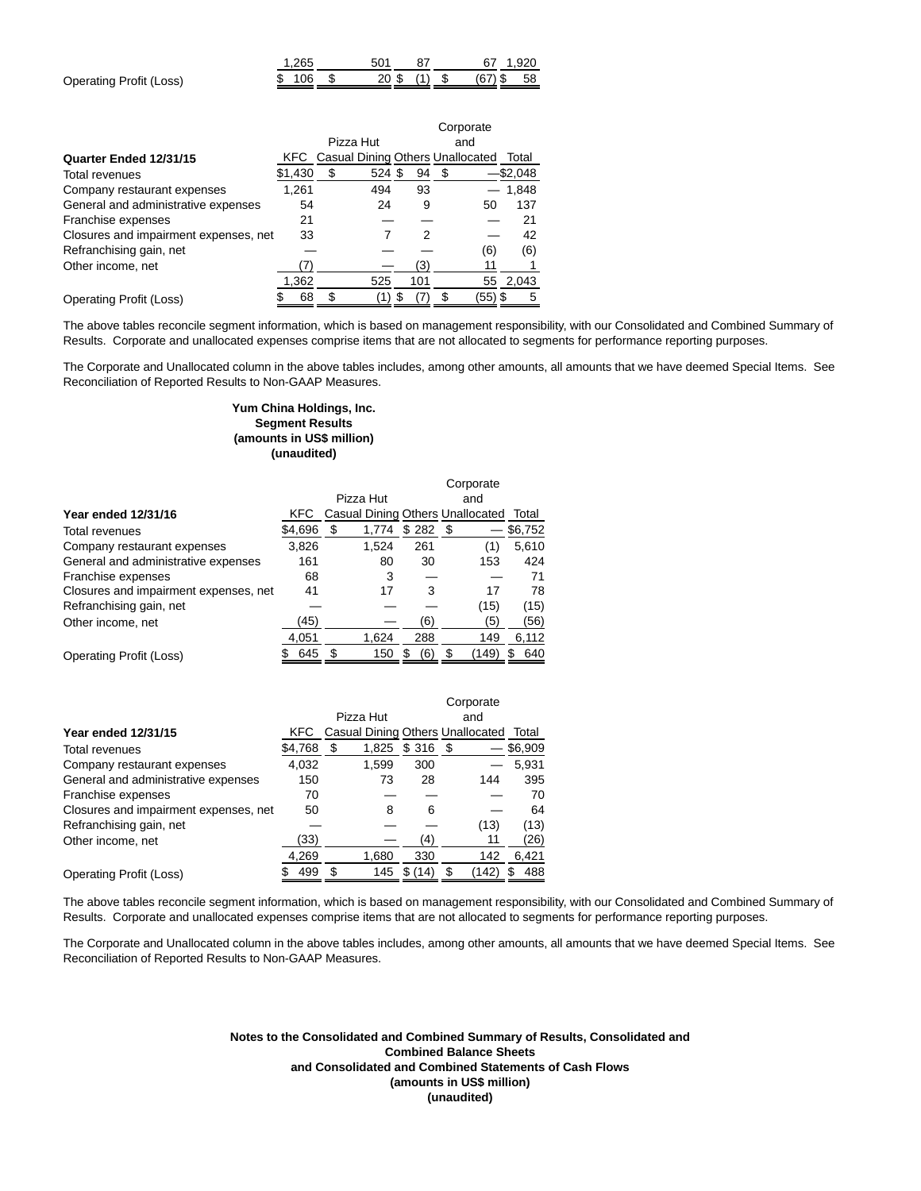| | KFC | Pizza Hut Casual Dining | Others | Corporate and Unallocated | Total |
|---|---|---|---|---|---|
| | 1,265 | 501 | 87 | 67 | 1,920 |
| Operating Profit (Loss) | $ 106 | $ 20 | $ (1) | $ (67) | $ 58 |

| Quarter Ended 12/31/15 | KFC | Pizza Hut Casual Dining | Others | Corporate and Unallocated | Total |
|---|---|---|---|---|---|
| Total revenues | $1,430 | $ 524 | $ 94 | $ — | $2,048 |
| Company restaurant expenses | 1,261 | 494 | 93 | — | 1,848 |
| General and administrative expenses | 54 | 24 | 9 | 50 | 137 |
| Franchise expenses | 21 | — | — | — | 21 |
| Closures and impairment expenses, net | 33 | 7 | 2 | — | 42 |
| Refranchising gain, net | — | — | — | (6) | (6) |
| Other income, net | (7) | — | (3) | 11 | 1 |
| | 1,362 | 525 | 101 | 55 | 2,043 |
| Operating Profit (Loss) | $ 68 | $ (1) | $ (7) | $ (55) | $ 5 |

The above tables reconcile segment information, which is based on management responsibility, with our Consolidated and Combined Summary of Results. Corporate and unallocated expenses comprise items that are not allocated to segments for performance reporting purposes.

The Corporate and Unallocated column in the above tables includes, among other amounts, all amounts that we have deemed Special Items. See Reconciliation of Reported Results to Non-GAAP Measures.

**Yum China Holdings, Inc.**
**Segment Results**
**(amounts in US$ million)**
**(unaudited)**

| Year ended 12/31/16 | KFC | Pizza Hut Casual Dining | Others | Corporate and Unallocated | Total |
|---|---|---|---|---|---|
| Total revenues | $4,696 | $ 1,774 | $ 282 | $ — | $6,752 |
| Company restaurant expenses | 3,826 | 1,524 | 261 | (1) | 5,610 |
| General and administrative expenses | 161 | 80 | 30 | 153 | 424 |
| Franchise expenses | 68 | 3 | — | — | 71 |
| Closures and impairment expenses, net | 41 | 17 | 3 | 17 | 78 |
| Refranchising gain, net | — | — | — | (15) | (15) |
| Other income, net | (45) | — | (6) | (5) | (56) |
| | 4,051 | 1,624 | 288 | 149 | 6,112 |
| Operating Profit (Loss) | $ 645 | $ 150 | $ (6) | $ (149) | $ 640 |

| Year ended 12/31/15 | KFC | Pizza Hut Casual Dining | Others | Corporate and Unallocated | Total |
|---|---|---|---|---|---|
| Total revenues | $4,768 | $ 1,825 | $ 316 | $ — | $6,909 |
| Company restaurant expenses | 4,032 | 1,599 | 300 | — | 5,931 |
| General and administrative expenses | 150 | 73 | 28 | 144 | 395 |
| Franchise expenses | 70 | — | — | — | 70 |
| Closures and impairment expenses, net | 50 | 8 | 6 | — | 64 |
| Refranchising gain, net | — | — | — | (13) | (13) |
| Other income, net | (33) | — | (4) | 11 | (26) |
| | 4,269 | 1,680 | 330 | 142 | 6,421 |
| Operating Profit (Loss) | $ 499 | $ 145 | $ (14) | $ (142) | $ 488 |

The above tables reconcile segment information, which is based on management responsibility, with our Consolidated and Combined Summary of Results. Corporate and unallocated expenses comprise items that are not allocated to segments for performance reporting purposes.

The Corporate and Unallocated column in the above tables includes, among other amounts, all amounts that we have deemed Special Items. See Reconciliation of Reported Results to Non-GAAP Measures.

**Notes to the Consolidated and Combined Summary of Results, Consolidated and Combined Balance Sheets and Consolidated and Combined Statements of Cash Flows**
**(amounts in US$ million)**
**(unaudited)**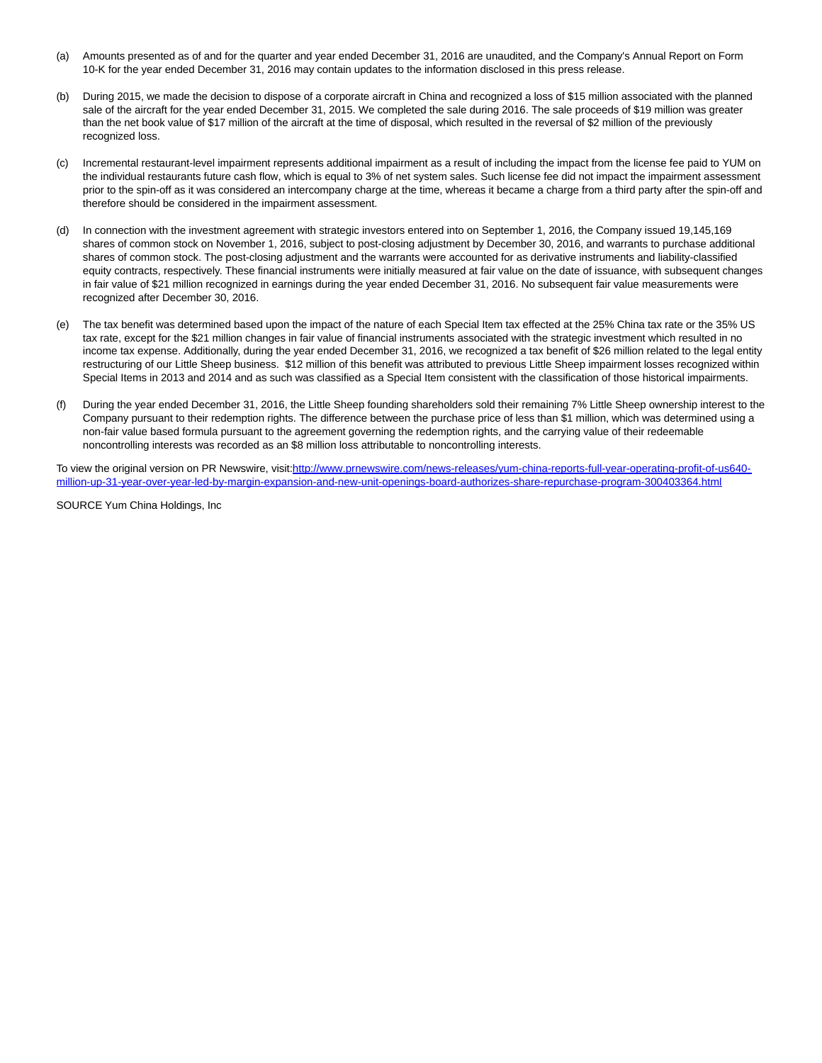(a) Amounts presented as of and for the quarter and year ended December 31, 2016 are unaudited, and the Company's Annual Report on Form 10-K for the year ended December 31, 2016 may contain updates to the information disclosed in this press release.

(b) During 2015, we made the decision to dispose of a corporate aircraft in China and recognized a loss of $15 million associated with the planned sale of the aircraft for the year ended December 31, 2015. We completed the sale during 2016. The sale proceeds of $19 million was greater than the net book value of $17 million of the aircraft at the time of disposal, which resulted in the reversal of $2 million of the previously recognized loss.

(c) Incremental restaurant-level impairment represents additional impairment as a result of including the impact from the license fee paid to YUM on the individual restaurants future cash flow, which is equal to 3% of net system sales. Such license fee did not impact the impairment assessment prior to the spin-off as it was considered an intercompany charge at the time, whereas it became a charge from a third party after the spin-off and therefore should be considered in the impairment assessment.

(d) In connection with the investment agreement with strategic investors entered into on September 1, 2016, the Company issued 19,145,169 shares of common stock on November 1, 2016, subject to post-closing adjustment by December 30, 2016, and warrants to purchase additional shares of common stock. The post-closing adjustment and the warrants were accounted for as derivative instruments and liability-classified equity contracts, respectively. These financial instruments were initially measured at fair value on the date of issuance, with subsequent changes in fair value of $21 million recognized in earnings during the year ended December 31, 2016. No subsequent fair value measurements were recognized after December 30, 2016.

(e) The tax benefit was determined based upon the impact of the nature of each Special Item tax effected at the 25% China tax rate or the 35% US tax rate, except for the $21 million changes in fair value of financial instruments associated with the strategic investment which resulted in no income tax expense. Additionally, during the year ended December 31, 2016, we recognized a tax benefit of $26 million related to the legal entity restructuring of our Little Sheep business. $12 million of this benefit was attributed to previous Little Sheep impairment losses recognized within Special Items in 2013 and 2014 and as such was classified as a Special Item consistent with the classification of those historical impairments.

(f) During the year ended December 31, 2016, the Little Sheep founding shareholders sold their remaining 7% Little Sheep ownership interest to the Company pursuant to their redemption rights. The difference between the purchase price of less than $1 million, which was determined using a non-fair value based formula pursuant to the agreement governing the redemption rights, and the carrying value of their redeemable noncontrolling interests was recorded as an $8 million loss attributable to noncontrolling interests.

To view the original version on PR Newswire, visit:http://www.prnewswire.com/news-releases/yum-china-reports-full-year-operating-profit-of-us640-million-up-31-year-over-year-led-by-margin-expansion-and-new-unit-openings-board-authorizes-share-repurchase-program-300403364.html

SOURCE Yum China Holdings, Inc